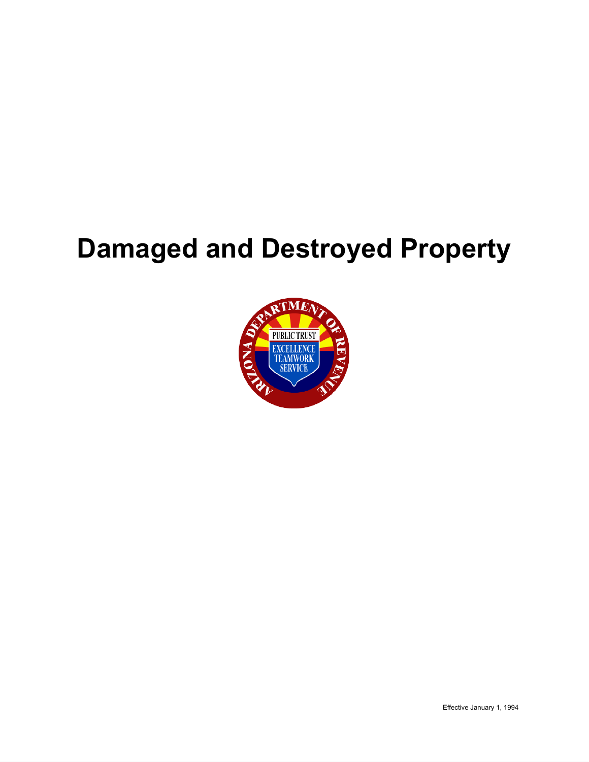# Damaged and Destroyed Property

Effective January 1, 1994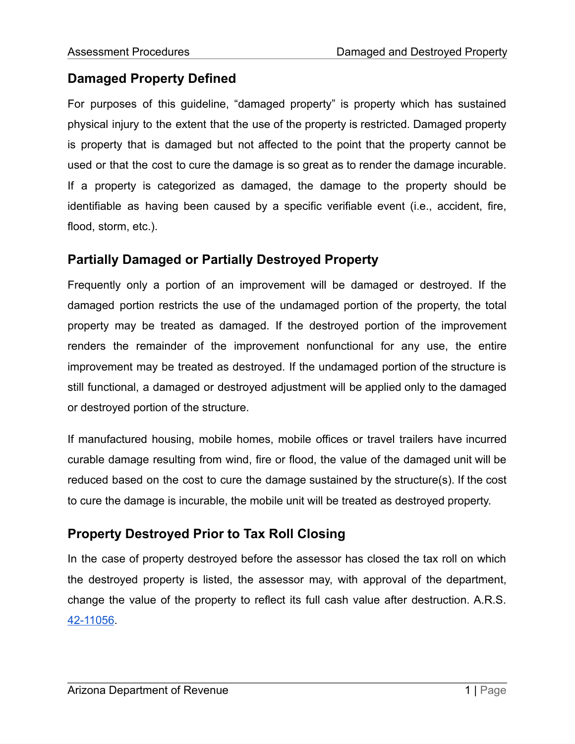## Damaged Property Defined

For purposes of this guideline, "damaged property" is property which has sustained physical injury to the extent that the use of the property is restricted. Damaged property is property that is damaged but not affected to the point that the property cannot be used or that the cost to cure the damage is so great as to render the damage incurable. If a property is categorized as damaged, the damage to the property should be identifiable as having been caused by a specific verifiable event (i.e., accident, fire, flood, storm, etc.).

## Partially Damaged or Partially Destroyed Property

Frequently only a portion of an improvement will be damaged or destroyed. If the damaged portion restricts the use of the undamaged portion of the property, the total property may be treated as damaged. If the destroyed portion of the improvement renders the remainder of the improvement nonfunctional for any use, the entire improvement may be treated as destroyed. If the undamaged portion of the structure is still functional, a damaged or destroyed adjustment will be applied only to the damaged or destroyed portion of the structure.

If manufactured housing, mobile homes, mobile offices or travel trailers have incurred curable damage resulting from wind, fire or flood, the value of the damaged unit will be reduced based on the cost to cure the damage sustained by the structure(s). If the cost to cure the damage is incurable, the mobile unit will be treated as destroyed property.

## Property Destroyed Prior to Tax Roll Closing

In the case of property destroyed before the assessor has closed the tax roll on which the destroyed property is listed, the assessor may, with approval of the department, change the value of the property to reflect its full cash value after destruction. A.R.S. 42-11056.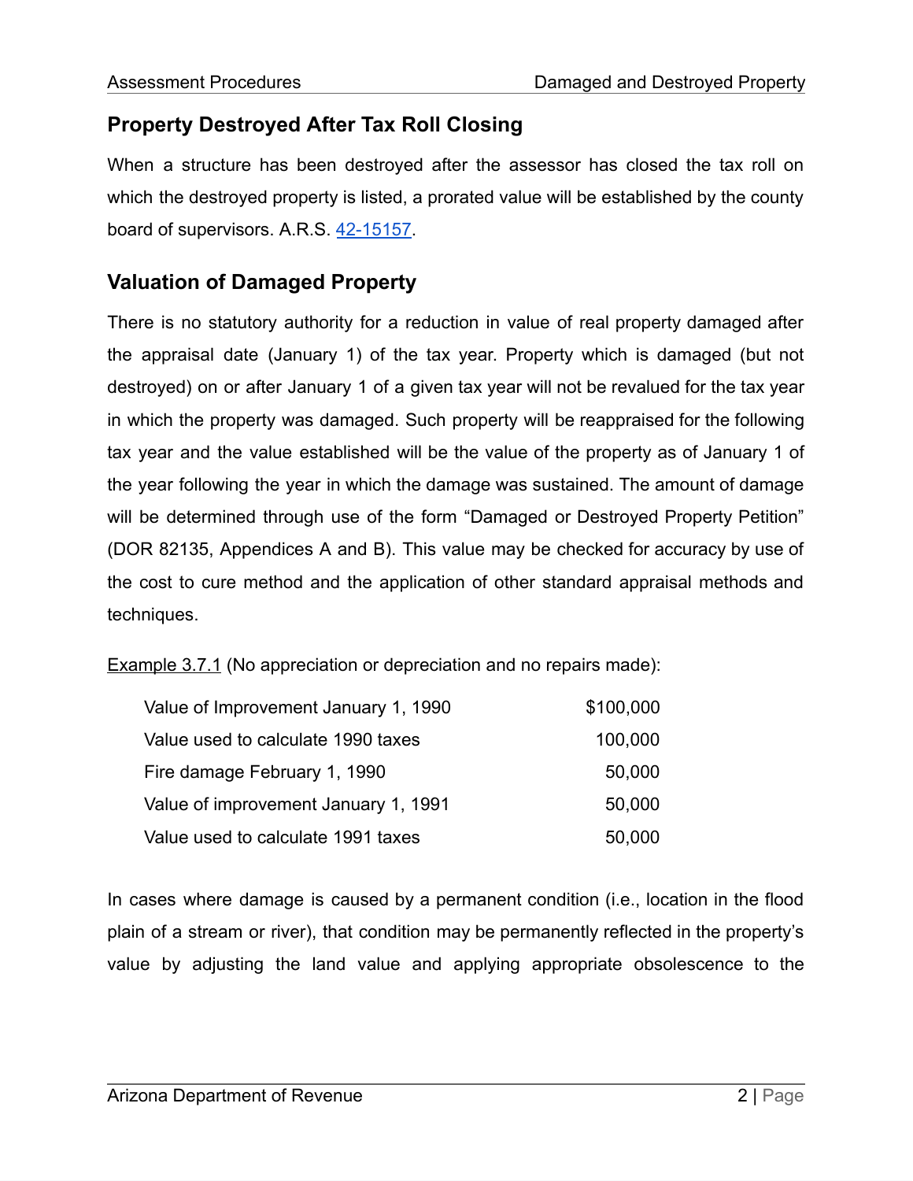## Property Destroyed After Tax Roll Closing

When a structure has been destroyed after the assessor has closed the tax roll on which the destroyed property is listed, a prorated value will be established by the county board of supervisors. A.R.S. [42-15157](42-15157).

## Valuation of Damaged Property

There is no statutory authority for a reduction in value of real property damaged after the appraisal date (January 1) of the tax year. Property which is damaged (but not destroyed) on or after January 1 of a given tax year will not be revalued for the tax year in which the property was damaged. Such property will be reappraised for the following tax year and the value established will be the value of the property as of January 1 of the year following the year in which the damage was sustained. The amount of damage will be determined through use of the form "Damaged or Destroyed Property Petition" (DOR 82135, Appendices A and B). This value may be checked for accuracy by use of the cost to cure method and the application of other standard appraisal methods and techniques.

Example 3.7.1 (No appreciation or depreciation and no repairs made):

| | |
|---|---|
| Value of Improvement January 1, 1990 | $100,000 |
| Value used to calculate 1990 taxes | 100,000 |
| Fire damage February 1, 1990 | 50,000 |
| Value of improvement January 1, 1991 | 50,000 |
| Value used to calculate 1991 taxes | 50,000 |

In cases where damage is caused by a permanent condition (i.e., location in the flood plain of a stream or river), that condition may be permanently reflected in the property's value by adjusting the land value and applying appropriate obsolescence to the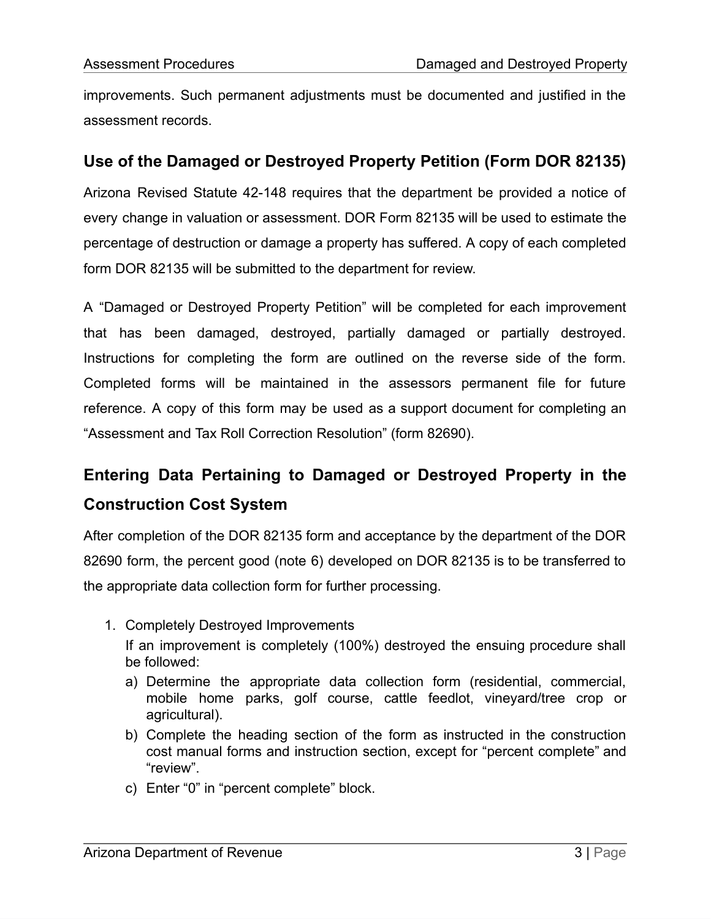improvements. Such permanent adjustments must be documented and justified in the assessment records.

## Use of the Damaged or Destroyed Property Petition (Form DOR 82135)

Arizona Revised Statute 42-148 requires that the department be provided a notice of every change in valuation or assessment. DOR Form 82135 will be used to estimate the percentage of destruction or damage a property has suffered. A copy of each completed form DOR 82135 will be submitted to the department for review.

A "Damaged or Destroyed Property Petition" will be completed for each improvement that has been damaged, destroyed, partially damaged or partially destroyed. Instructions for completing the form are outlined on the reverse side of the form. Completed forms will be maintained in the assessors permanent file for future reference. A copy of this form may be used as a support document for completing an "Assessment and Tax Roll Correction Resolution" (form 82690).

## Entering Data Pertaining to Damaged or Destroyed Property in the Construction Cost System

After completion of the DOR 82135 form and acceptance by the department of the DOR 82690 form, the percent good (note 6) developed on DOR 82135 is to be transferred to the appropriate data collection form for further processing.

1. Completely Destroyed Improvements

   If an improvement is completely (100%) destroyed the ensuing procedure shall be followed:

   a) Determine the appropriate data collection form (residential, commercial, mobile home parks, golf course, cattle feedlot, vineyard/tree crop or agricultural).
   b) Complete the heading section of the form as instructed in the construction cost manual forms and instruction section, except for "percent complete" and "review".
   c) Enter "0" in "percent complete" block.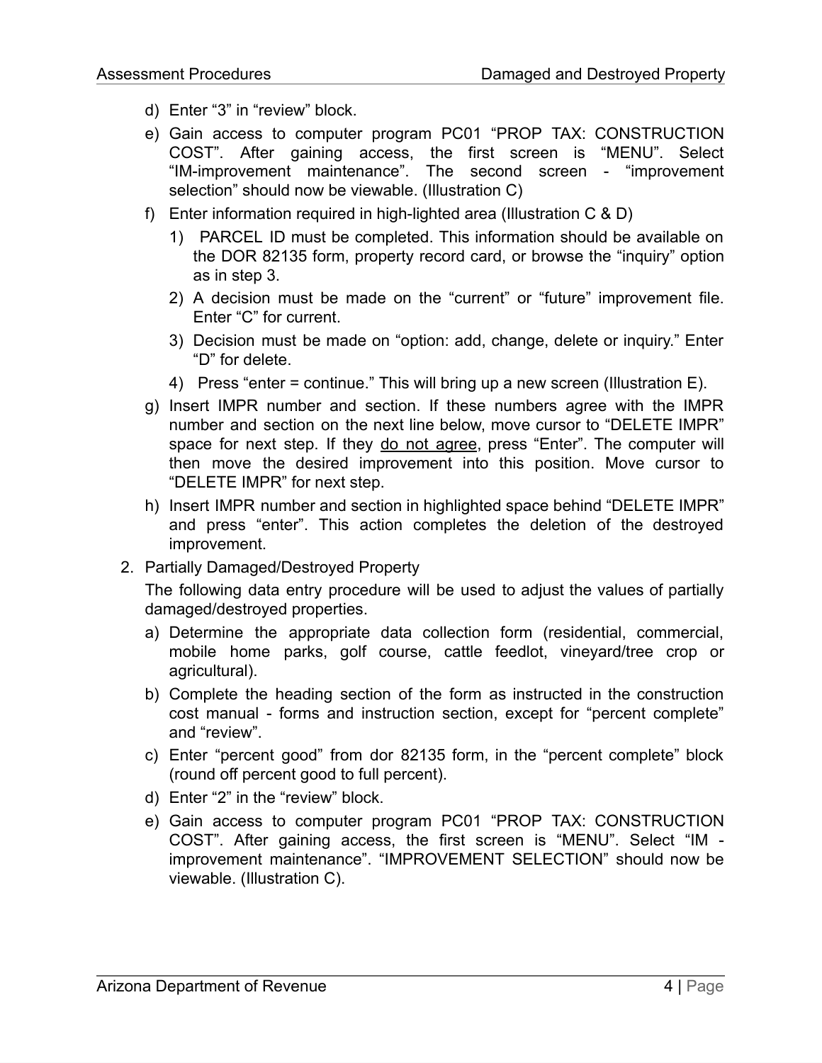d) Enter “3” in “review” block.

e) Gain access to computer program PC01 “PROP TAX: CONSTRUCTION COST”. After gaining access, the first screen is “MENU”. Select “IM-improvement maintenance”. The second screen - “improvement selection” should now be viewable. (Illustration C)

f) Enter information required in high-lighted area (Illustration C & D)

   1) PARCEL ID must be completed. This information should be available on the DOR 82135 form, property record card, or browse the “inquiry” option as in step 3.

   2) A decision must be made on the “current” or “future” improvement file. Enter “C” for current.

   3) Decision must be made on “option: add, change, delete or inquiry.” Enter “D” for delete.

   4) Press “enter = continue.” This will bring up a new screen (Illustration E).

g) Insert IMPR number and section. If these numbers agree with the IMPR number and section on the next line below, move cursor to “DELETE IMPR” space for next step. If they do not agree, press “Enter”. The computer will then move the desired improvement into this position. Move cursor to “DELETE IMPR” for next step.

h) Insert IMPR number and section in highlighted space behind “DELETE IMPR” and press “enter”. This action completes the deletion of the destroyed improvement.

2. Partially Damaged/Destroyed Property

   The following data entry procedure will be used to adjust the values of partially damaged/destroyed properties.

   a) Determine the appropriate data collection form (residential, commercial, mobile home parks, golf course, cattle feedlot, vineyard/tree crop or agricultural).

   b) Complete the heading section of the form as instructed in the construction cost manual - forms and instruction section, except for “percent complete” and “review”.

   c) Enter “percent good” from dor 82135 form, in the “percent complete” block (round off percent good to full percent).

   d) Enter “2” in the “review” block.

   e) Gain access to computer program PC01 “PROP TAX: CONSTRUCTION COST”. After gaining access, the first screen is “MENU”. Select “IM - improvement maintenance”. “IMPROVEMENT SELECTION” should now be viewable. (Illustration C).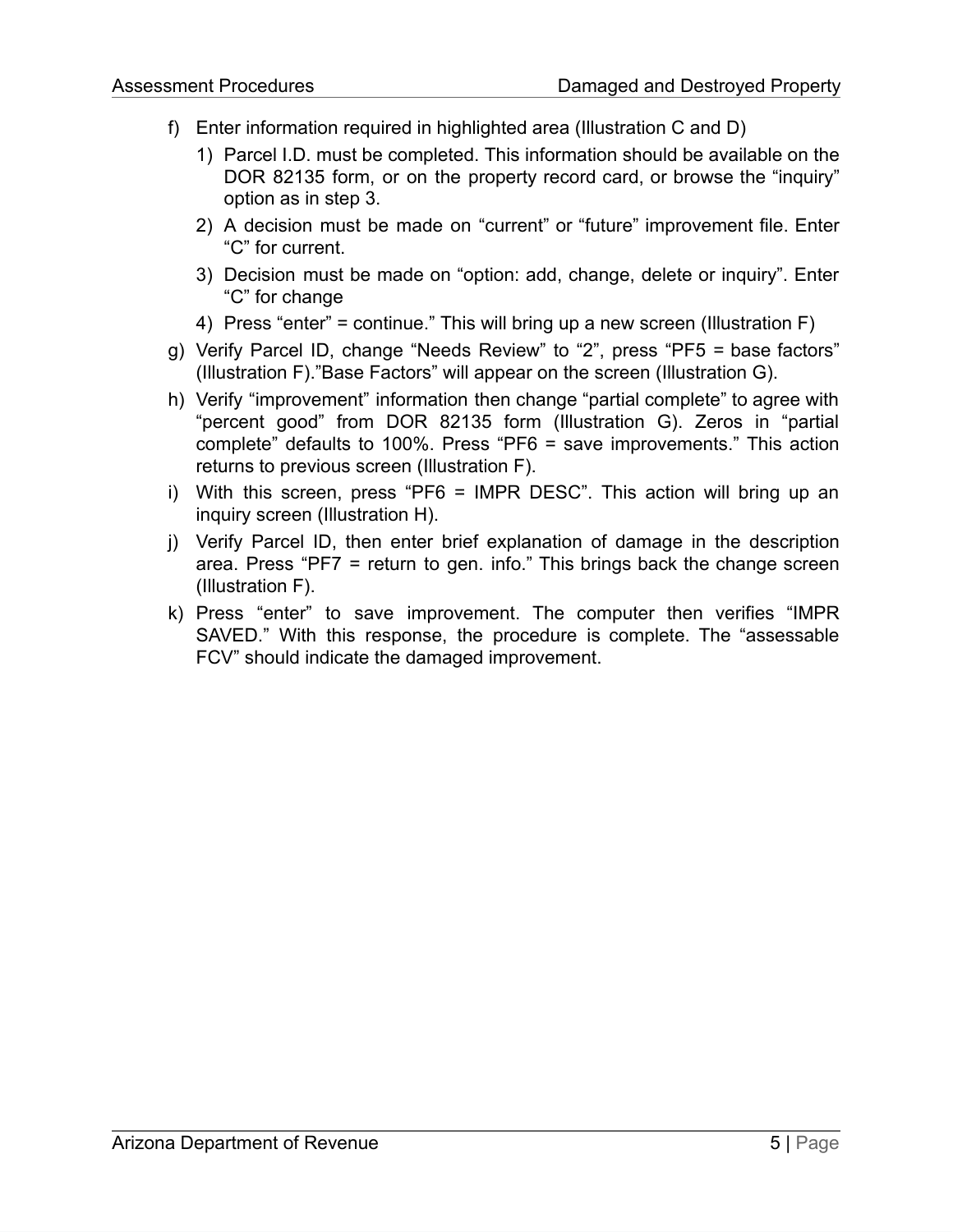f) Enter information required in highlighted area (Illustration C and D)
   1) Parcel I.D. must be completed. This information should be available on the DOR 82135 form, or on the property record card, or browse the "inquiry" option as in step 3.
   2) A decision must be made on "current" or "future" improvement file. Enter "C" for current.
   3) Decision must be made on "option: add, change, delete or inquiry". Enter "C" for change
   4) Press "enter" = continue." This will bring up a new screen (Illustration F)

g) Verify Parcel ID, change "Needs Review" to "2", press "PF5 = base factors" (Illustration F)."Base Factors" will appear on the screen (Illustration G).

h) Verify "improvement" information then change "partial complete" to agree with "percent good" from DOR 82135 form (Illustration G). Zeros in "partial complete" defaults to 100%. Press "PF6 = save improvements." This action returns to previous screen (Illustration F).

i) With this screen, press "PF6 = IMPR DESC". This action will bring up an inquiry screen (Illustration H).

j) Verify Parcel ID, then enter brief explanation of damage in the description area. Press "PF7 = return to gen. info." This brings back the change screen (Illustration F).

k) Press "enter" to save improvement. The computer then verifies "IMPR SAVED." With this response, the procedure is complete. The "assessable FCV" should indicate the damaged improvement.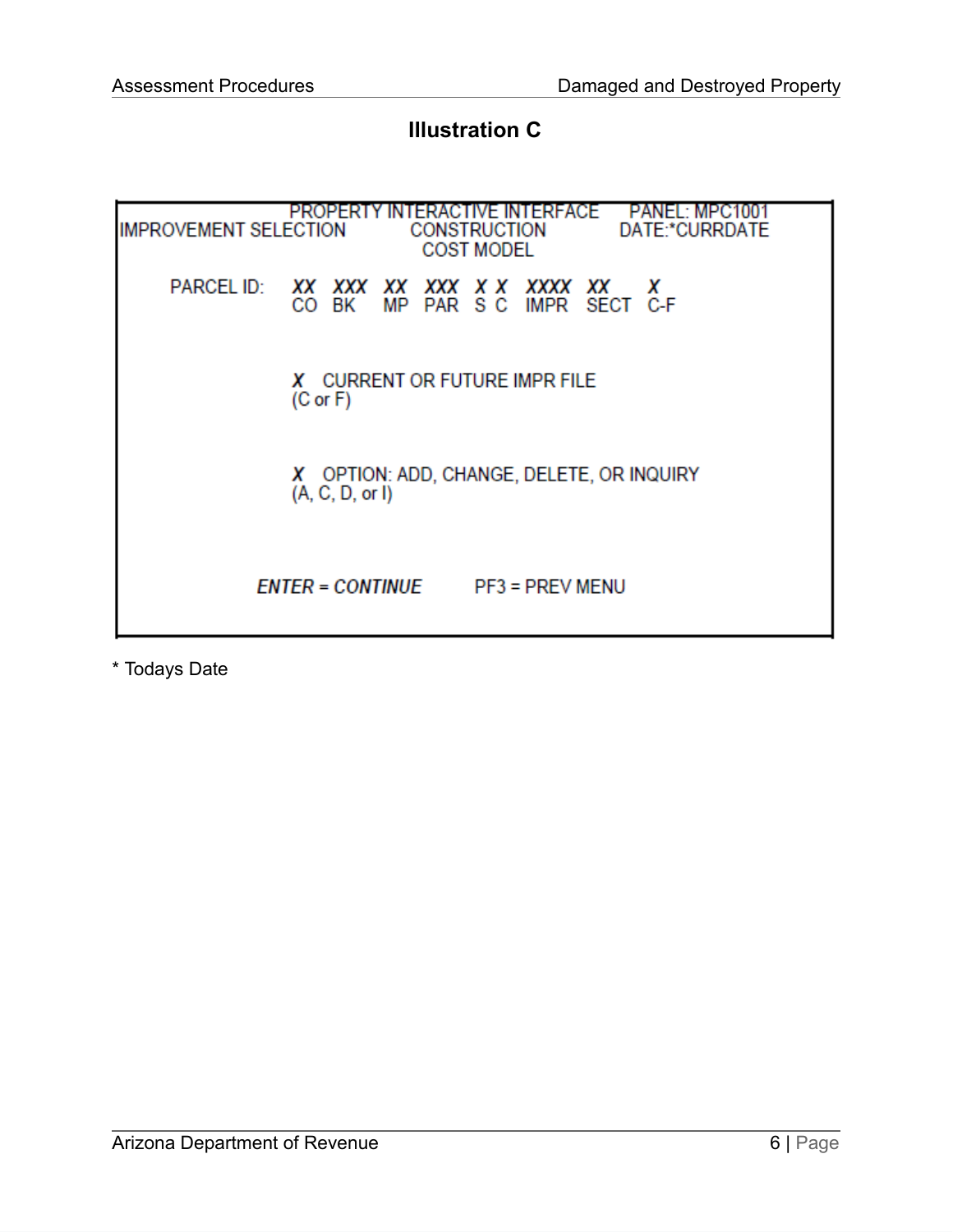## Illustration C

```
                 PROPERTY INTERACTIVE INTERFACE     PANEL: MPC1001
IMPROVEMENT SELECTION        CONSTRUCTION            DATE:*CURRDATE
                               COST MODEL

        PARCEL ID:   XX  XXX  XX  XXX  X X  XXXX  XX    X
                     CO  BK   MP  PAR  S C  IMPR  SECT  C-F


                     X  CURRENT OR FUTURE IMPR FILE
                     (C or F)


                     X  OPTION: ADD, CHANGE, DELETE, OR INQUIRY
                     (A, C, D, or I)


                ENTER = CONTINUE       PF3 = PREV MENU
```

* Todays Date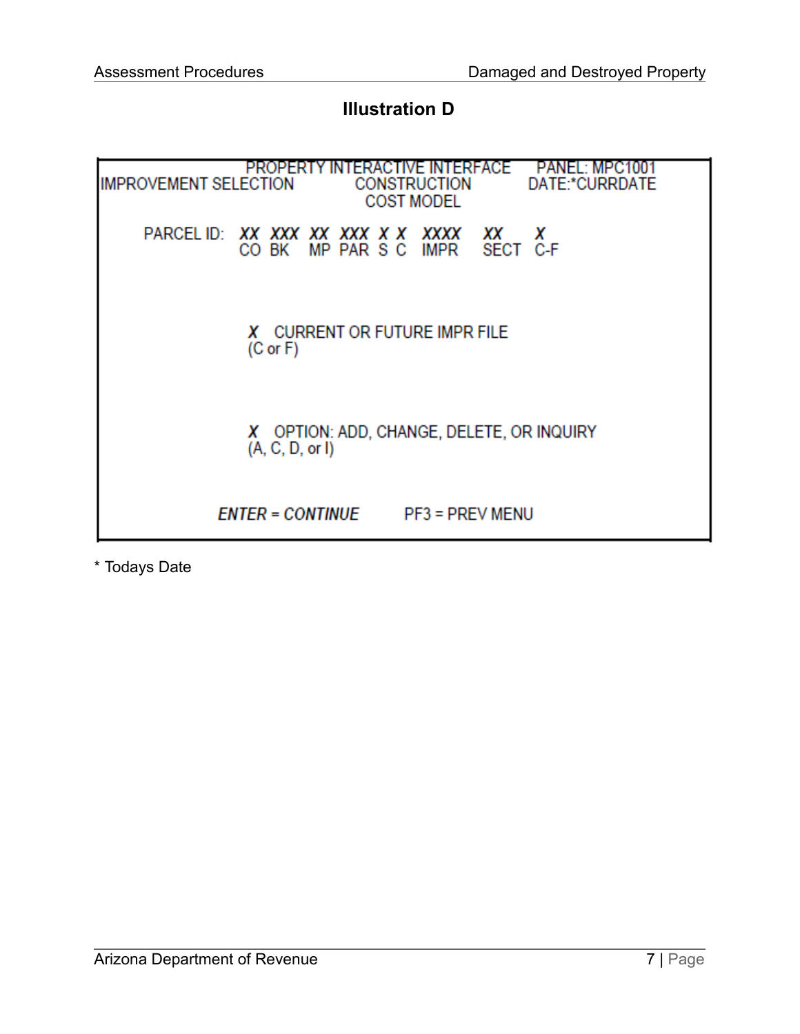## Illustration D

```
                PROPERTY INTERACTIVE INTERFACE    PANEL: MPC1001
IMPROVEMENT SELECTION        CONSTRUCTION        DATE:*CURRDATE
                              COST MODEL

      PARCEL ID:  XX  XXX  XX  XXX  X X  XXXX   XX    X
                  CO  BK   MP  PAR  S C  IMPR   SECT  C-F


                   X   CURRENT OR FUTURE IMPR FILE
                   (C or F)


                   X   OPTION: ADD, CHANGE, DELETE, OR INQUIRY
                   (A, C, D, or I)


            ENTER = CONTINUE       PF3 = PREV MENU
```

* Todays Date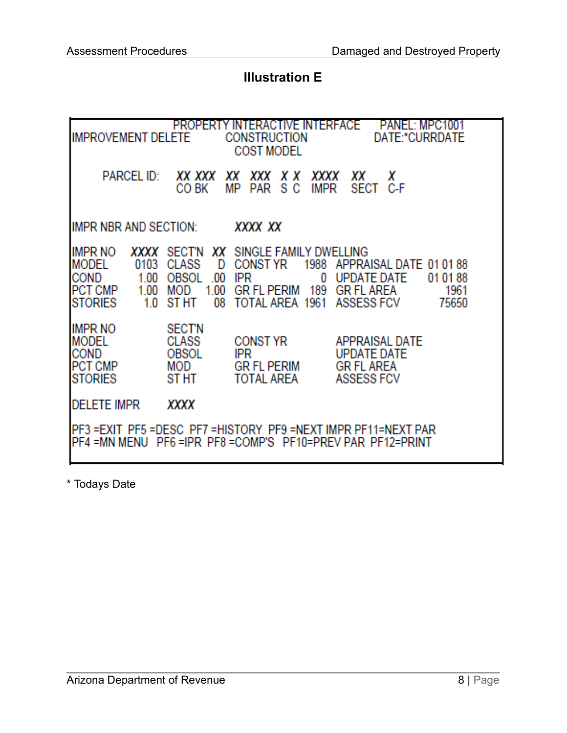# Illustration E

```
                     PROPERTY INTERACTIVE INTERFACE      PANEL: MPC1001
IMPROVEMENT DELETE         CONSTRUCTION                  DATE:*CURRDATE
                             COST MODEL

      PARCEL ID:   XX XXX  XX  XXX  X X  XXXX  XX   X
                   CO BK   MP  PAR  S C  IMPR  SECT C-F


IMPR NBR AND SECTION:        XXXX XX

IMPR NO    XXXX  SECT'N  XX  SINGLE FAMILY DWELLING
MODEL      0103  CLASS    D  CONST YR     1988  APPRAISAL DATE  01 01 88
COND       1.00  OBSOL  .00  IPR             0  UPDATE DATE     01 01 88
PCT CMP    1.00  MOD   1.00  GR FL PERIM   189  GR FL AREA          1961
STORIES     1.0  ST HT   08  TOTAL AREA   1961  ASSESS FCV         75650

IMPR NO          SECT'N
MODEL            CLASS       CONST YR           APPRAISAL DATE
COND             OBSOL       IPR                UPDATE DATE
PCT CMP          MOD         GR FL PERIM        GR FL AREA
STORIES          ST HT       TOTAL AREA         ASSESS FCV

DELETE IMPR      XXXX

PF3 =EXIT  PF5 =DESC  PF7 =HISTORY  PF9 =NEXT IMPR PF11=NEXT PAR
PF4 =MN MENU   PF6 =IPR  PF8 =COMP'S   PF10=PREV PAR  PF12=PRINT
```

* Todays Date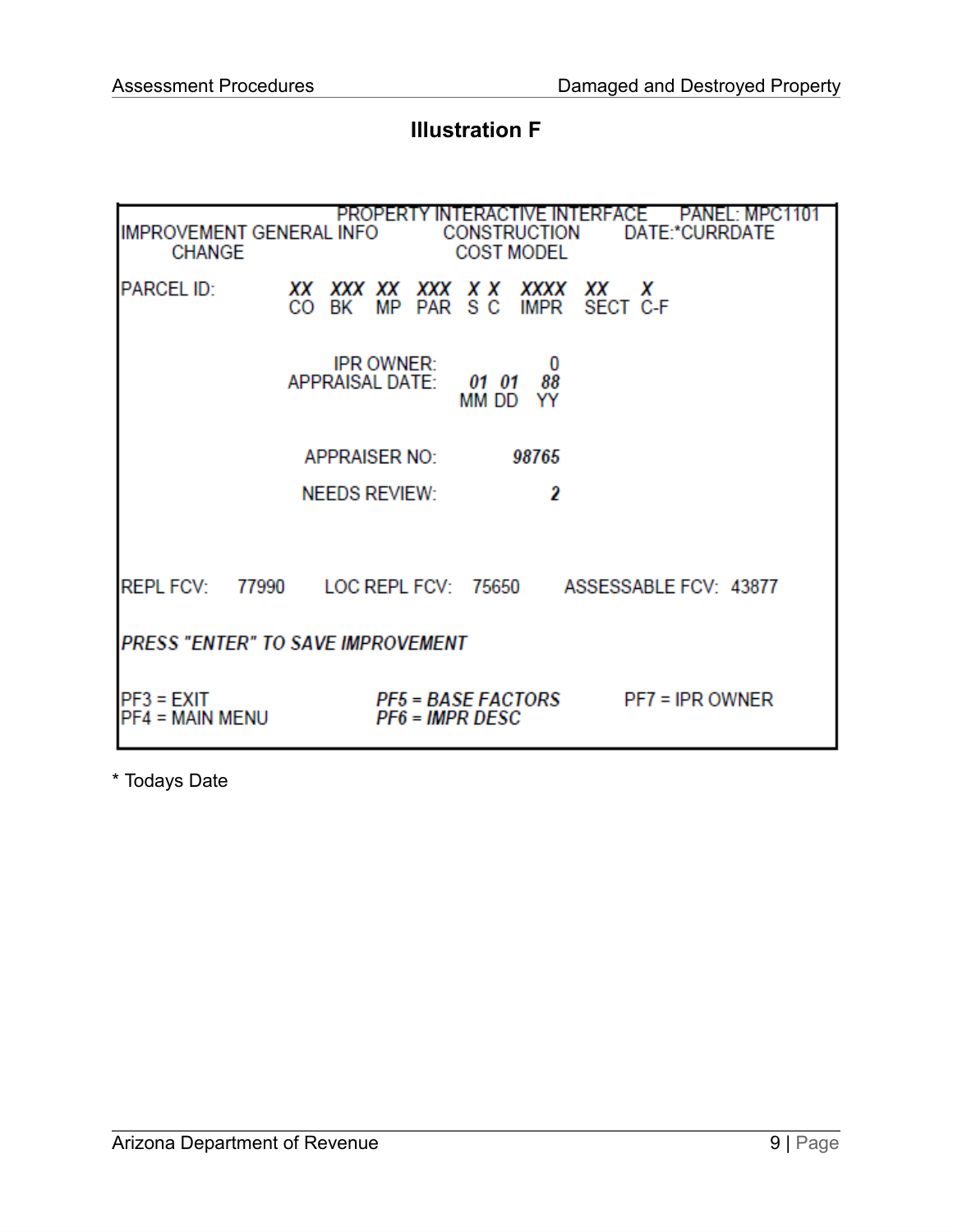## Illustration F

```
IMPROVEMENT GENERAL INFO      PROPERTY INTERACTIVE INTERFACE      PANEL: MPC1101
       CHANGE                        CONSTRUCTION                 DATE:*CURRDATE
                                      COST MODEL

PARCEL ID:          XX  XXX  XX  XXX  X X  XXXX  XX    X
                    CO  BK   MP  PAR  S C  IMPR  SECT  C-F

                       IPR OWNER:                0
                  APPRAISAL DATE:       01  01  88
                                        MM  DD  YY

                    APPRAISER NO:           98765

                    NEEDS REVIEW:               2


REPL FCV:   77990    LOC REPL FCV:  75650    ASSESSABLE FCV:  43877

PRESS "ENTER" TO SAVE IMPROVEMENT

PF3 = EXIT                   PF5 = BASE FACTORS        PF7 = IPR OWNER
PF4 = MAIN MENU              PF6 = IMPR DESC
```

* Todays Date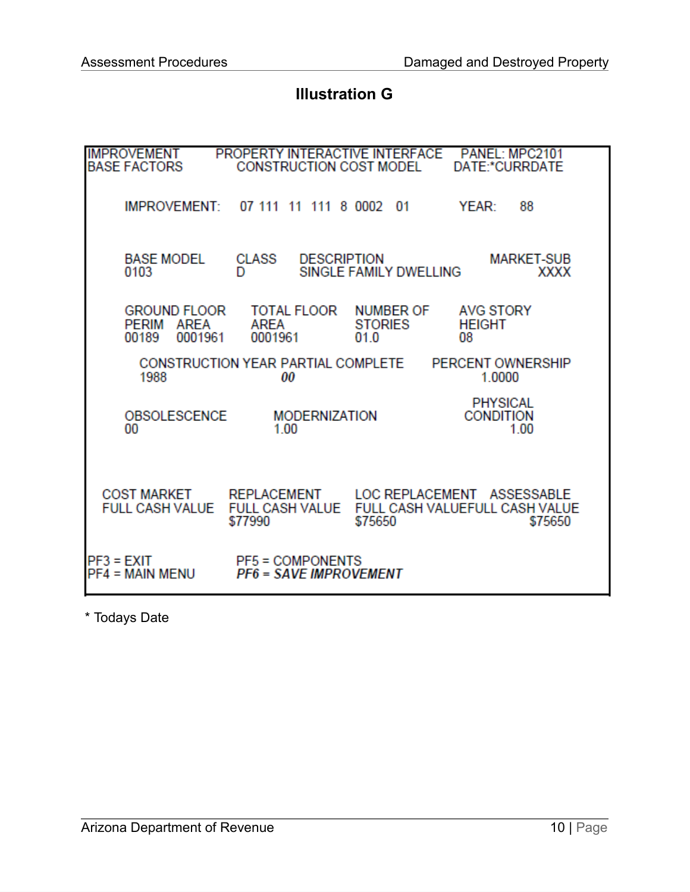## Illustration G

```
IMPROVEMENT        PROPERTY INTERACTIVE INTERFACE    PANEL: MPC2101
BASE FACTORS         CONSTRUCTION COST MODEL        DATE:*CURRDATE

     IMPROVEMENT:   07 111  11  111  8  0002   01        YEAR:    88

     BASE MODEL      CLASS    DESCRIPTION                     MARKET-SUB
     0103            D        SINGLE FAMILY DWELLING                XXXX

     GROUND FLOOR     TOTAL FLOOR    NUMBER OF      AVG STORY
     PERIM   AREA     AREA           STORIES        HEIGHT
     00189   0001961  0001961        01.0           08

       CONSTRUCTION YEAR PARTIAL COMPLETE      PERCENT OWNERSHIP
       1988                   00                     1.0000

                                                     PHYSICAL
     OBSOLESCENCE        MODERNIZATION              CONDITION
     00                  1.00                            1.00

  COST MARKET       REPLACEMENT       LOC REPLACEMENT   ASSESSABLE
  FULL CASH VALUE   FULL CASH VALUE   FULL CASH VALUEFULL CASH VALUE
                    $77990            $75650                   $75650

PF3 = EXIT                 PF5 = COMPONENTS
PF4 = MAIN MENU            PF6 = SAVE IMPROVEMENT
```

* Todays Date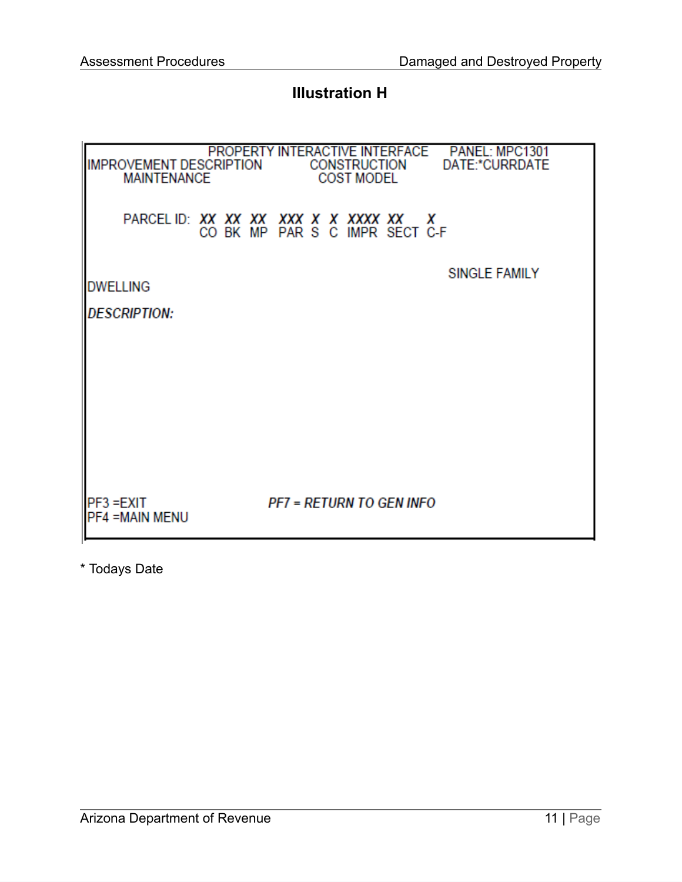## Illustration H

```
                      PROPERTY INTERACTIVE INTERFACE    PANEL: MPC1301
IMPROVEMENT DESCRIPTION          CONSTRUCTION          DATE:*CURRDATE
       MAINTENANCE                 COST MODEL

       PARCEL ID:  XX  XX  XX   XXX  X  X  XXXX  XX    X
                   CO  BK  MP   PAR  S  C  IMPR  SECT  C-F

                                                        SINGLE FAMILY
DWELLING

DESCRIPTION:









PF3 =EXIT                    PF7 = RETURN TO GEN INFO
PF4 =MAIN MENU
```

\* Todays Date